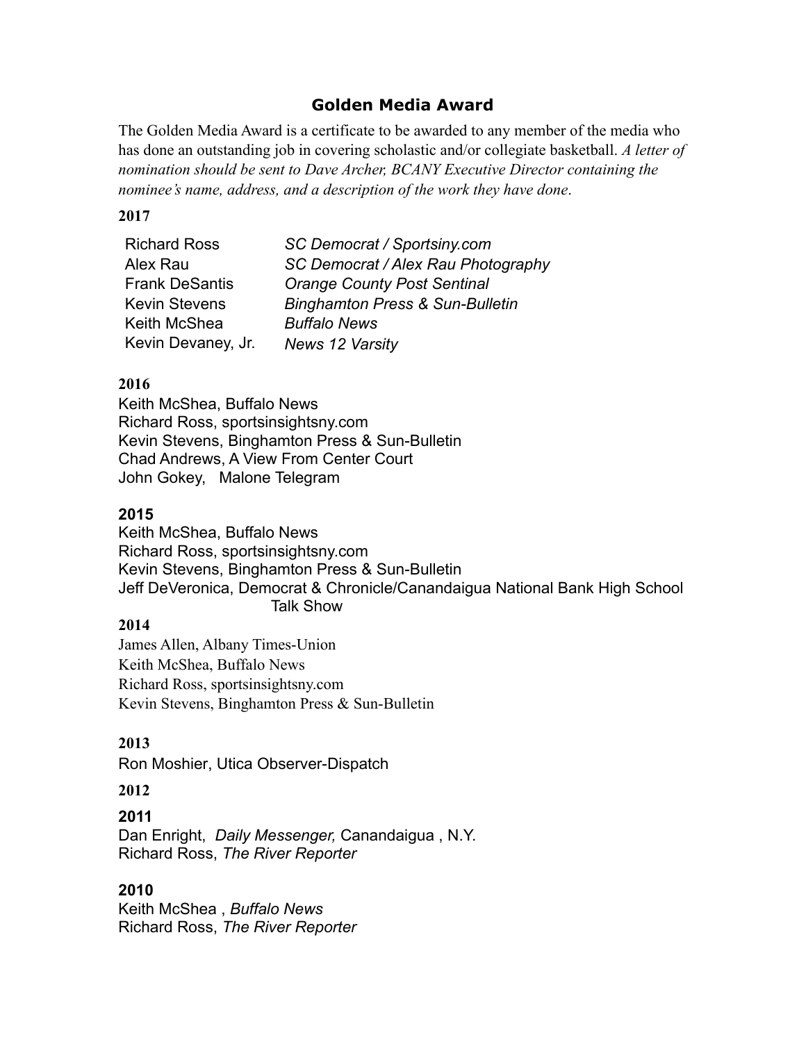# Golden Media Award

The Golden Media Award is a certificate to be awarded to any member of the media who has done an outstanding job in covering scholastic and/or collegiate basketball. *A letter of nomination should be sent to Dave Archer, BCANY Executive Director containing the nominee's name, address, and a description of the work they have done*.

**2017**

| | |
|---|---|
| Richard Ross | *SC Democrat / Sportsiny.com* |
| Alex Rau | *SC Democrat / Alex Rau Photography* |
| Frank DeSantis | *Orange County Post Sentinal* |
| Kevin Stevens | *Binghamton Press & Sun-Bulletin* |
| Keith McShea | *Buffalo News* |
| Kevin Devaney, Jr. | *News 12 Varsity* |

**2016**

Keith McShea, Buffalo News
Richard Ross, sportsinsightsny.com
Kevin Stevens, Binghamton Press & Sun-Bulletin
Chad Andrews, A View From Center Court
John Gokey, Malone Telegram

**2015**

Keith McShea, Buffalo News
Richard Ross, sportsinsightsny.com
Kevin Stevens, Binghamton Press & Sun-Bulletin
Jeff DeVeronica, Democrat & Chronicle/Canandaigua National Bank High School Talk Show

**2014**

James Allen, Albany Times-Union
Keith McShea, Buffalo News
Richard Ross, sportsinsightsny.com
Kevin Stevens, Binghamton Press & Sun-Bulletin

**2013**

Ron Moshier, Utica Observer-Dispatch

**2012**

**2011**

Dan Enright, *Daily Messenger,* Canandaigua , N.Y.
Richard Ross, *The River Reporter*

**2010**

Keith McShea , *Buffalo News*
Richard Ross, *The River Reporter*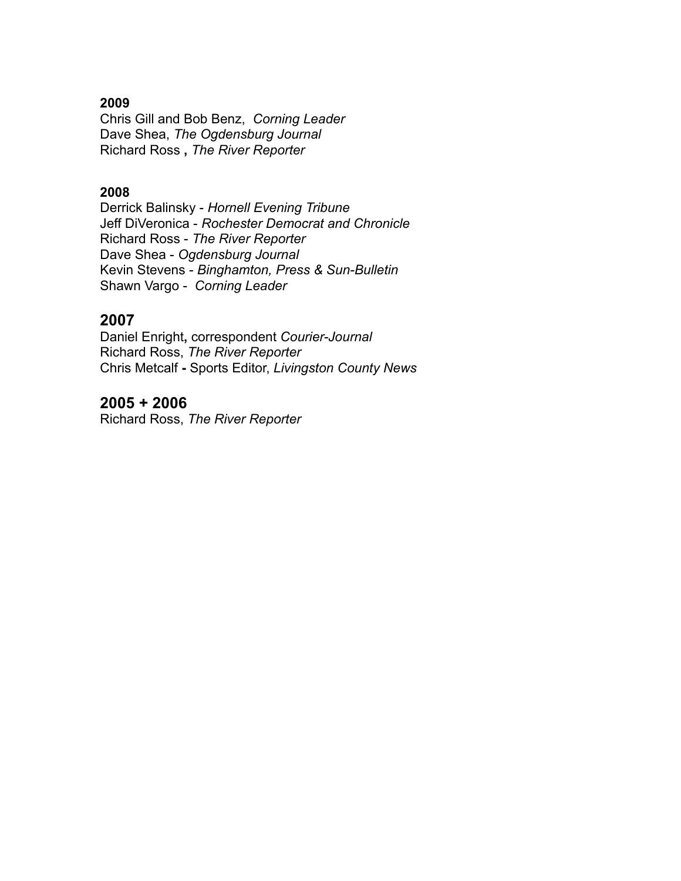**2009**

Chris Gill and Bob Benz, *Corning Leader*
Dave Shea, *The Ogdensburg Journal*
Richard Ross **,** *The River Reporter*

**2008**

Derrick Balinsky - *Hornell Evening Tribune*
Jeff DiVeronica - *Rochester Democrat and Chronicle*
Richard Ross - *The River Reporter*
Dave Shea - *Ogdensburg Journal*
Kevin Stevens - *Binghamton, Press & Sun-Bulletin*
Shawn Vargo - *Corning Leader*

## 2007

Daniel Enright**,** correspondent *Courier-Journal*
Richard Ross, *The River Reporter*
Chris Metcalf **-** Sports Editor, *Livingston County News*

## 2005 + 2006

Richard Ross, *The River Reporter*